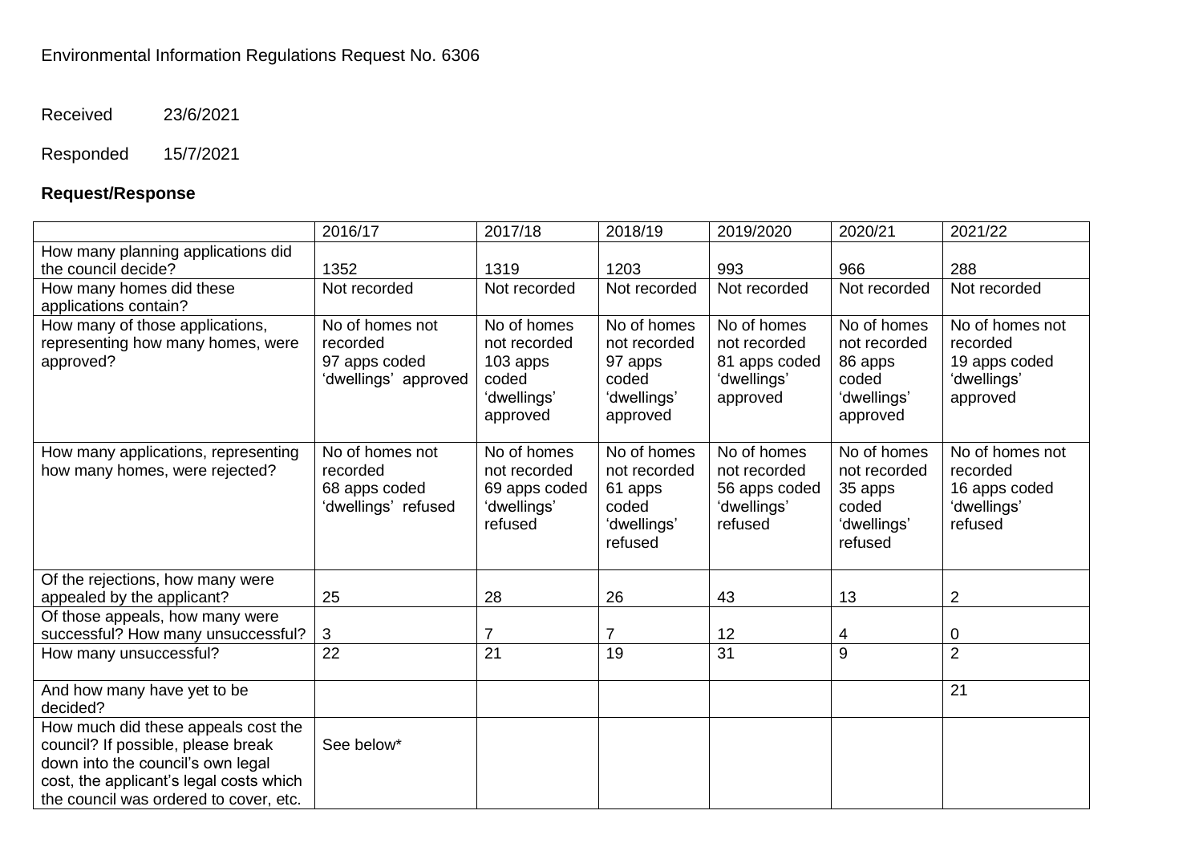Environmental Information Regulations Request No. 6306

Received 23/6/2021

Responded 15/7/2021

**Request/Response**

| | 2016/17 | 2017/18 | 2018/19 | 2019/2020 | 2020/21 | 2021/22 |
|---|---|---|---|---|---|---|
| How many planning applications did the council decide? | 1352 | 1319 | 1203 | 993 | 966 | 288 |
| How many homes did these applications contain? | Not recorded | Not recorded | Not recorded | Not recorded | Not recorded | Not recorded |
| How many of those applications, representing how many homes, were approved? | No of homes not recorded 97 apps coded 'dwellings' approved | No of homes not recorded 103 apps coded 'dwellings' approved | No of homes not recorded 97 apps coded 'dwellings' approved | No of homes not recorded 81 apps coded 'dwellings' approved | No of homes not recorded 86 apps coded 'dwellings' approved | No of homes not recorded 19 apps coded 'dwellings' approved |
| How many applications, representing how many homes, were rejected? | No of homes not recorded 68 apps coded 'dwellings' refused | No of homes not recorded 69 apps coded 'dwellings' refused | No of homes not recorded 61 apps coded 'dwellings' refused | No of homes not recorded 56 apps coded 'dwellings' refused | No of homes not recorded 35 apps coded 'dwellings' refused | No of homes not recorded 16 apps coded 'dwellings' refused |
| Of the rejections, how many were appealed by the applicant? | 25 | 28 | 26 | 43 | 13 | 2 |
| Of those appeals, how many were successful? How many unsuccessful? | 3 | 7 | 7 | 12 | 4 | 0 |
| How many unsuccessful? | 22 | 21 | 19 | 31 | 9 | 2 |
| And how many have yet to be decided? | | | | | | 21 |
| How much did these appeals cost the council? If possible, please break down into the council's own legal cost, the applicant's legal costs which the council was ordered to cover, etc. | See below* | | | | | |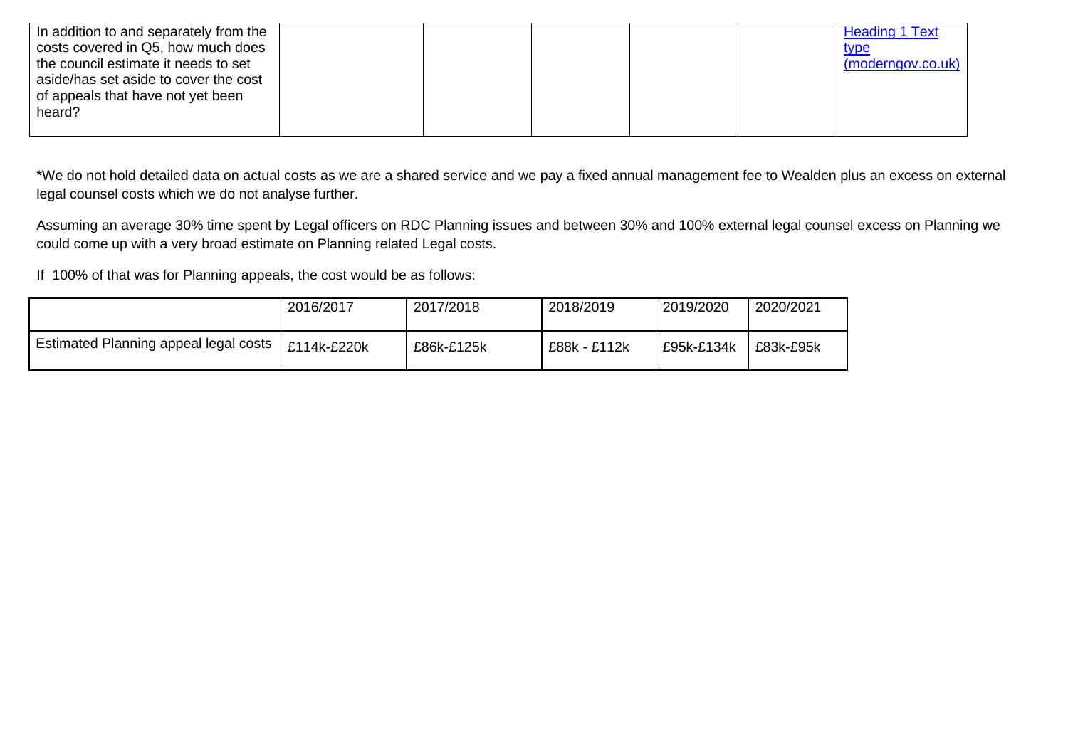| | | | | | | |
|---|---|---|---|---|---|---|
| In addition to and separately from the costs covered in Q5, how much does the council estimate it needs to set aside/has set aside to cover the cost of appeals that have not yet been heard? | | | | | | [Heading 1 Text type (moderngov.co.uk)]() |

*We do not hold detailed data on actual costs as we are a shared service and we pay a fixed annual management fee to Wealden plus an excess on external legal counsel costs which we do not analyse further.

Assuming an average 30% time spent by Legal officers on RDC Planning issues and between 30% and 100% external legal counsel excess on Planning we could come up with a very broad estimate on Planning related Legal costs.

If 100% of that was for Planning appeals, the cost would be as follows:

| | 2016/2017 | 2017/2018 | 2018/2019 | 2019/2020 | 2020/2021 |
|---|---|---|---|---|---|
| Estimated Planning appeal legal costs | £114k-£220k | £86k-£125k | £88k - £112k | £95k-£134k | £83k-£95k |